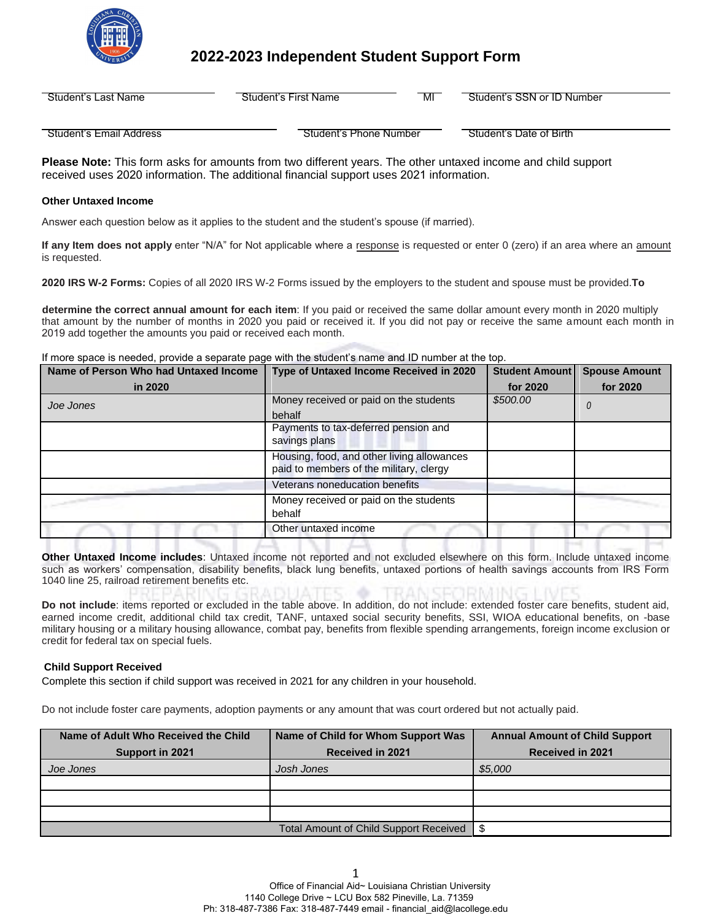# 2022-2023 Independent Student Support Form

| Student's Last Name | Student's First Name | MI | Student's SSN or ID Number |
|---|---|---|---|

| Student's Email Address | Student's Phone Number | Student's Date of Birth |
|---|---|---|

**Please Note:** This form asks for amounts from two different years. The other untaxed income and child support received uses 2020 information. The additional financial support uses 2021 information.

**Other Untaxed Income**

Answer each question below as it applies to the student and the student's spouse (if married).

**If any Item does not apply** enter "N/A" for Not applicable where a response is requested or enter 0 (zero) if an area where an amount is requested.

**2020 IRS W-2 Forms:** Copies of all 2020 IRS W-2 Forms issued by the employers to the student and spouse must be provided.**To**

**determine the correct annual amount for each item**: If you paid or received the same dollar amount every month in 2020 multiply that amount by the number of months in 2020 you paid or received it. If you did not pay or receive the same amount each month in 2019 add together the amounts you paid or received each month.

If more space is needed, provide a separate page with the student's name and ID number at the top.

| Name of Person Who had Untaxed Income in 2020 | Type of Untaxed Income Received in 2020 | Student Amount for 2020 | Spouse Amount for 2020 |
|---|---|---|---|
| *Joe Jones* | Money received or paid on the students behalf | *$500.00* | *0* |
| | Payments to tax-deferred pension and savings plans | | |
| | Housing, food, and other living allowances paid to members of the military, clergy | | |
| | Veterans noneducation benefits | | |
| | Money received or paid on the students behalf | | |
| | Other untaxed income | | |

**Other Untaxed Income includes**: Untaxed income not reported and not excluded elsewhere on this form. Include untaxed income such as workers' compensation, disability benefits, black lung benefits, untaxed portions of health savings accounts from IRS Form 1040 line 25, railroad retirement benefits etc.

**Do not include**: items reported or excluded in the table above. In addition, do not include: extended foster care benefits, student aid, earned income credit, additional child tax credit, TANF, untaxed social security benefits, SSI, WIOA educational benefits, on -base military housing or a military housing allowance, combat pay, benefits from flexible spending arrangements, foreign income exclusion or credit for federal tax on special fuels.

**Child Support Received**

Complete this section if child support was received in 2021 for any children in your household.

Do not include foster care payments, adoption payments or any amount that was court ordered but not actually paid.

| Name of Adult Who Received the Child Support in 2021 | Name of Child for Whom Support Was Received in 2021 | Annual Amount of Child Support Received in 2021 |
|---|---|---|
| *Joe Jones* | *Josh Jones* | *$5,000* |
| | | |
| | | |
| | | |
| | Total Amount of Child Support Received | $ |

Office of Financial Aid~ Louisiana Christian University
1140 College Drive ~ LCU Box 582 Pineville, La. 71359
Ph: 318-487-7386 Fax: 318-487-7449 email - financial_aid@lacollege.edu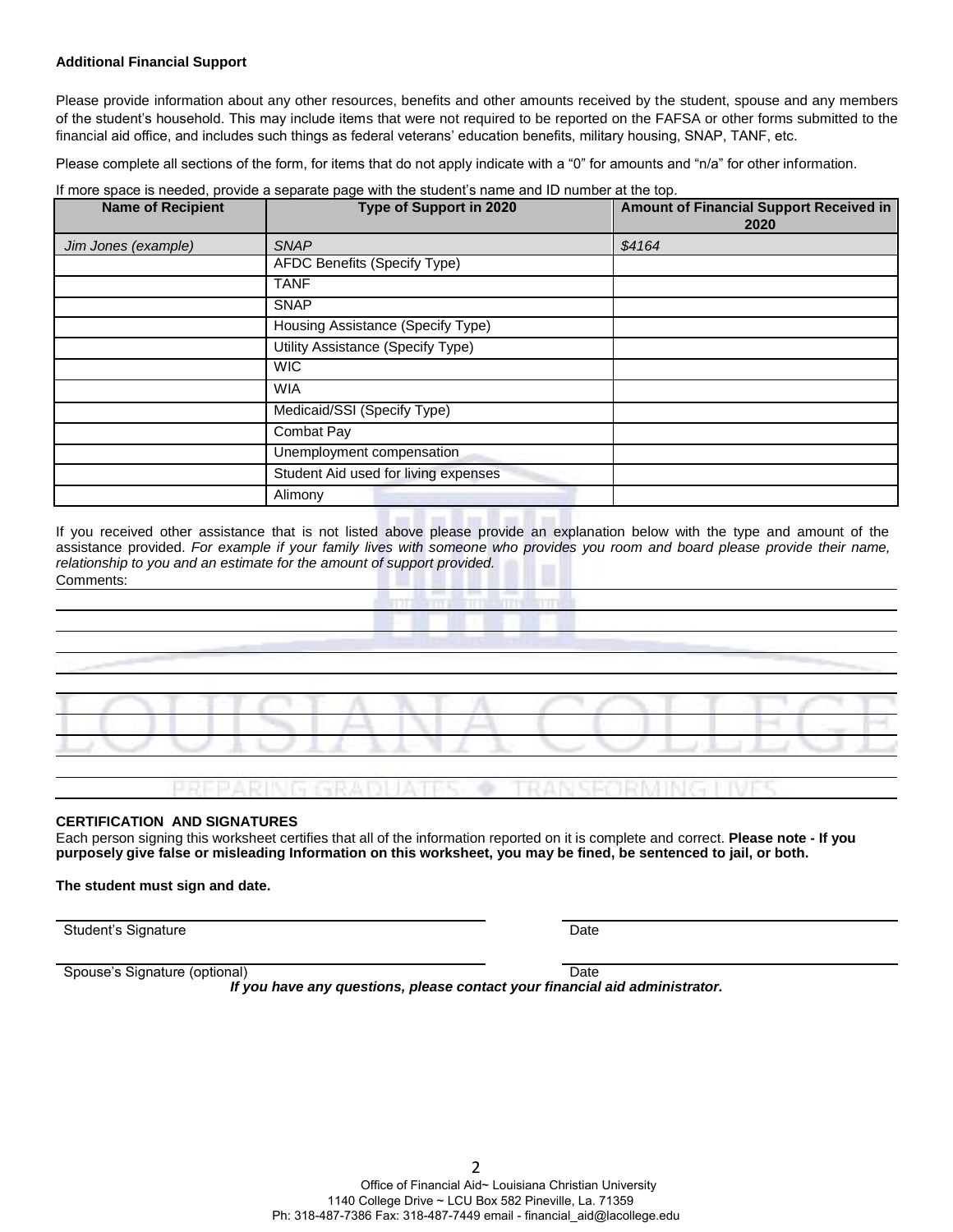**Additional Financial Support**

Please provide information about any other resources, benefits and other amounts received by the student, spouse and any members of the student's household. This may include items that were not required to be reported on the FAFSA or other forms submitted to the financial aid office, and includes such things as federal veterans' education benefits, military housing, SNAP, TANF, etc.

Please complete all sections of the form, for items that do not apply indicate with a "0" for amounts and "n/a" for other information.

If more space is needed, provide a separate page with the student's name and ID number at the top.

| Name of Recipient | Type of Support in 2020 | Amount of Financial Support Received in 2020 |
|---|---|---|
| *Jim Jones (example)* | *SNAP* | *$4164* |
| | AFDC Benefits (Specify Type) | |
| | TANF | |
| | SNAP | |
| | Housing Assistance (Specify Type) | |
| | Utility Assistance (Specify Type) | |
| | WIC | |
| | WIA | |
| | Medicaid/SSI (Specify Type) | |
| | Combat Pay | |
| | Unemployment compensation | |
| | Student Aid used for living expenses | |
| | Alimony | |

If you received other assistance that is not listed above please provide an explanation below with the type and amount of the assistance provided. *For example if your family lives with someone who provides you room and board please provide their name, relationship to you and an estimate for the amount of support provided.*

Comments:

**CERTIFICATION AND SIGNATURES**

Each person signing this worksheet certifies that all of the information reported on it is complete and correct. **Please note - If you purposely give false or misleading Information on this worksheet, you may be fined, be sentenced to jail, or both.**

**The student must sign and date.**

Student's Signature ______________________ Date ______________________

Spouse's Signature (optional) ______________________ Date ______________________

***If you have any questions, please contact your financial aid administrator.***

Office of Financial Aid~ Louisiana Christian University
1140 College Drive ~ LCU Box 582 Pineville, La. 71359
Ph: 318-487-7386 Fax: 318-487-7449 email - financial_aid@lacollege.edu